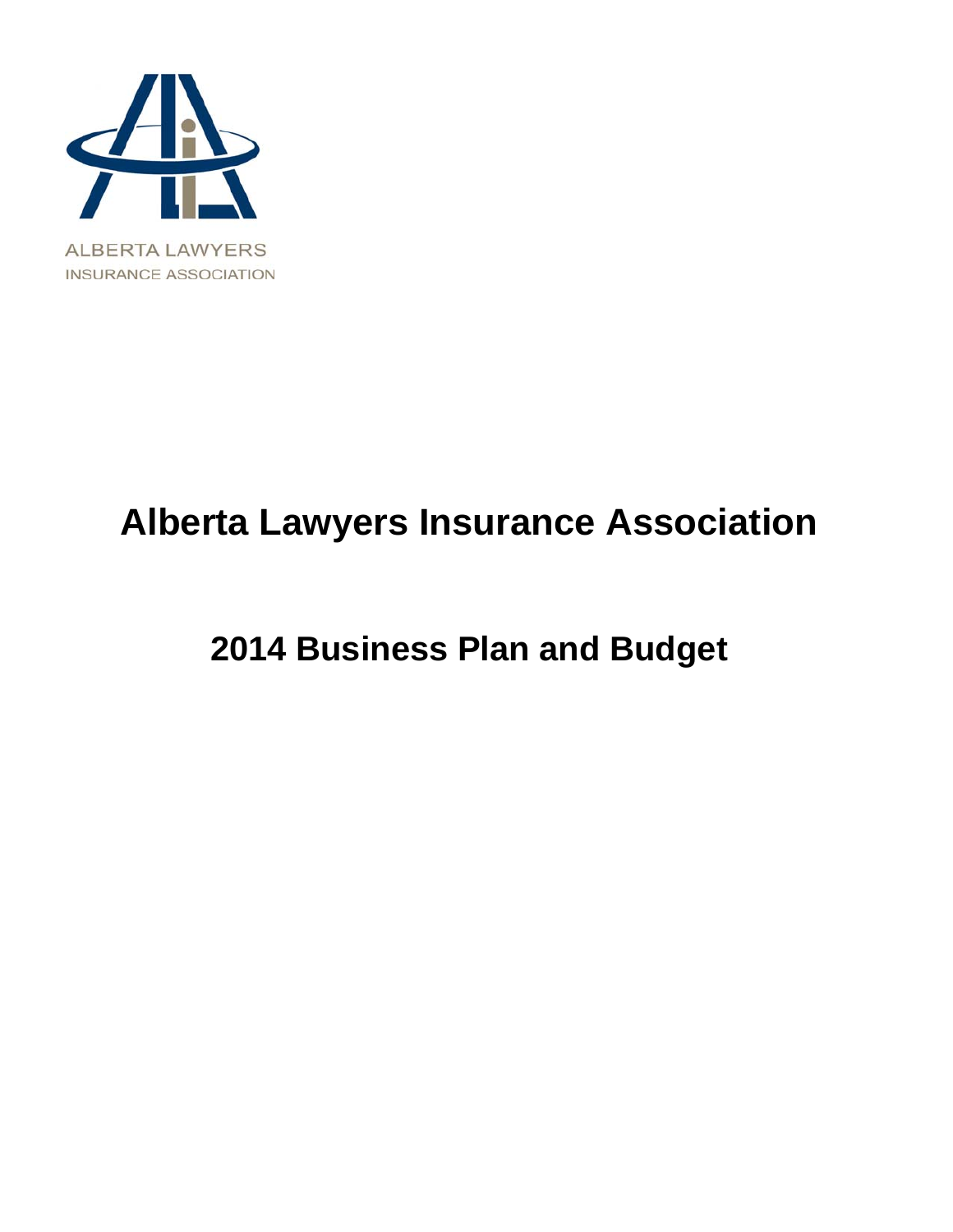ALBERTA LAWYERS
INSURANCE ASSOCIATION

# Alberta Lawyers Insurance Association

## 2014 Business Plan and Budget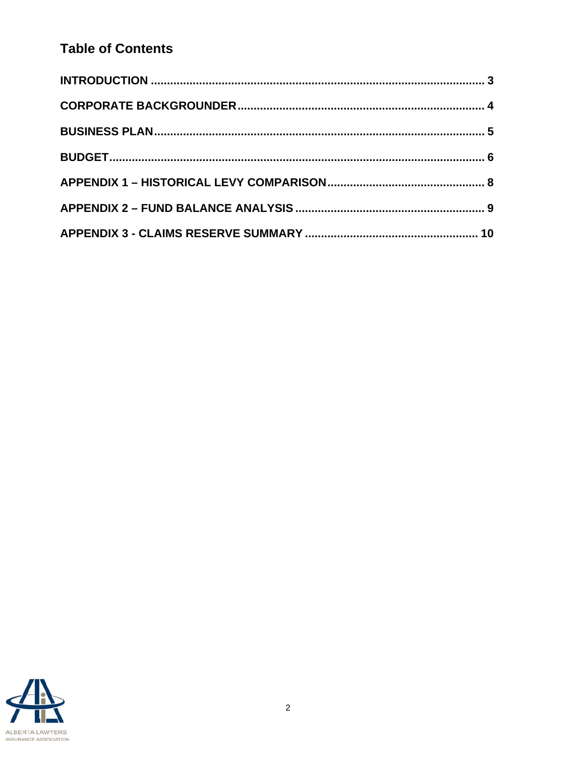## Table of Contents

INTRODUCTION ........................................................................................................ 3

CORPORATE BACKGROUNDER ........................................................................... 4

BUSINESS PLAN ..................................................................................................... 5

BUDGET .................................................................................................................... 6

APPENDIX 1 – HISTORICAL LEVY COMPARISON ................................................ 8

APPENDIX 2 – FUND BALANCE ANALYSIS .......................................................... 9

APPENDIX 3 - CLAIMS RESERVE SUMMARY ..................................................... 10

ALBERTA LAWYERS INSURANCE ASSOCIATION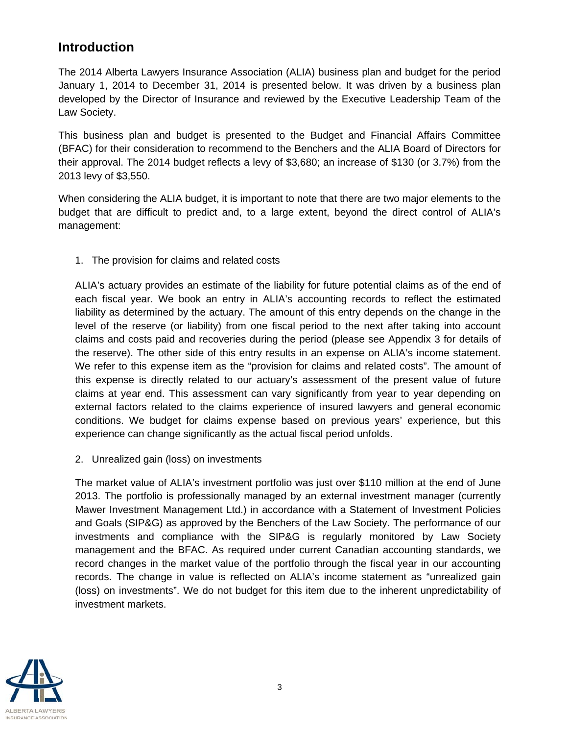## Introduction

The 2014 Alberta Lawyers Insurance Association (ALIA) business plan and budget for the period January 1, 2014 to December 31, 2014 is presented below. It was driven by a business plan developed by the Director of Insurance and reviewed by the Executive Leadership Team of the Law Society.

This business plan and budget is presented to the Budget and Financial Affairs Committee (BFAC) for their consideration to recommend to the Benchers and the ALIA Board of Directors for their approval. The 2014 budget reflects a levy of $3,680; an increase of $130 (or 3.7%) from the 2013 levy of $3,550.

When considering the ALIA budget, it is important to note that there are two major elements to the budget that are difficult to predict and, to a large extent, beyond the direct control of ALIA's management:

1. The provision for claims and related costs

   ALIA's actuary provides an estimate of the liability for future potential claims as of the end of each fiscal year. We book an entry in ALIA's accounting records to reflect the estimated liability as determined by the actuary. The amount of this entry depends on the change in the level of the reserve (or liability) from one fiscal period to the next after taking into account claims and costs paid and recoveries during the period (please see Appendix 3 for details of the reserve). The other side of this entry results in an expense on ALIA's income statement. We refer to this expense item as the "provision for claims and related costs". The amount of this expense is directly related to our actuary's assessment of the present value of future claims at year end. This assessment can vary significantly from year to year depending on external factors related to the claims experience of insured lawyers and general economic conditions. We budget for claims expense based on previous years' experience, but this experience can change significantly as the actual fiscal period unfolds.

2. Unrealized gain (loss) on investments

   The market value of ALIA's investment portfolio was just over $110 million at the end of June 2013. The portfolio is professionally managed by an external investment manager (currently Mawer Investment Management Ltd.) in accordance with a Statement of Investment Policies and Goals (SIP&G) as approved by the Benchers of the Law Society. The performance of our investments and compliance with the SIP&G is regularly monitored by Law Society management and the BFAC. As required under current Canadian accounting standards, we record changes in the market value of the portfolio through the fiscal year in our accounting records. The change in value is reflected on ALIA's income statement as "unrealized gain (loss) on investments". We do not budget for this item due to the inherent unpredictability of investment markets.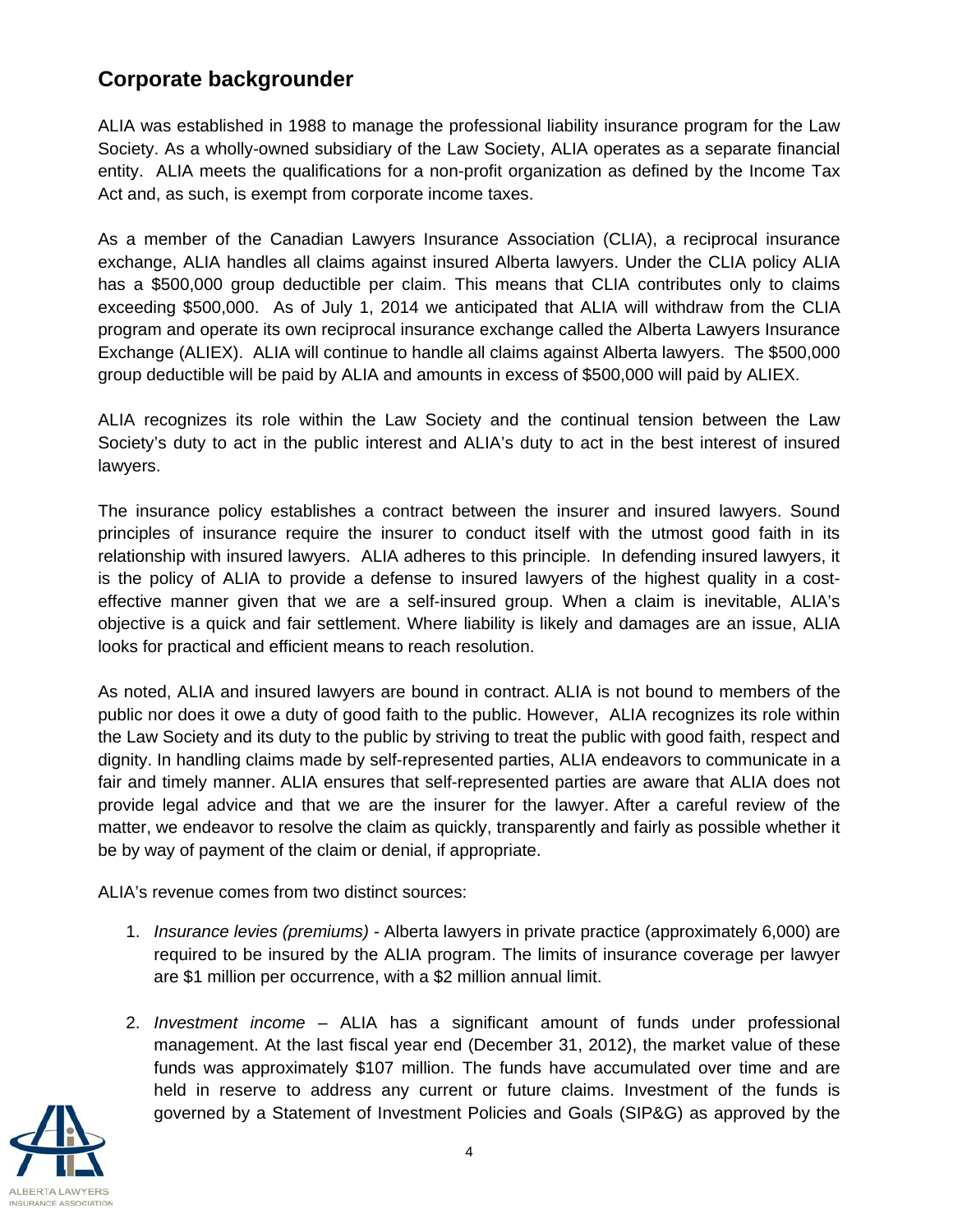## Corporate backgrounder

ALIA was established in 1988 to manage the professional liability insurance program for the Law Society. As a wholly-owned subsidiary of the Law Society, ALIA operates as a separate financial entity. ALIA meets the qualifications for a non-profit organization as defined by the Income Tax Act and, as such, is exempt from corporate income taxes.

As a member of the Canadian Lawyers Insurance Association (CLIA), a reciprocal insurance exchange, ALIA handles all claims against insured Alberta lawyers. Under the CLIA policy ALIA has a $500,000 group deductible per claim. This means that CLIA contributes only to claims exceeding $500,000. As of July 1, 2014 we anticipated that ALIA will withdraw from the CLIA program and operate its own reciprocal insurance exchange called the Alberta Lawyers Insurance Exchange (ALIEX). ALIA will continue to handle all claims against Alberta lawyers. The $500,000 group deductible will be paid by ALIA and amounts in excess of $500,000 will paid by ALIEX.

ALIA recognizes its role within the Law Society and the continual tension between the Law Society's duty to act in the public interest and ALIA's duty to act in the best interest of insured lawyers.

The insurance policy establishes a contract between the insurer and insured lawyers. Sound principles of insurance require the insurer to conduct itself with the utmost good faith in its relationship with insured lawyers. ALIA adheres to this principle. In defending insured lawyers, it is the policy of ALIA to provide a defense to insured lawyers of the highest quality in a cost-effective manner given that we are a self-insured group. When a claim is inevitable, ALIA's objective is a quick and fair settlement. Where liability is likely and damages are an issue, ALIA looks for practical and efficient means to reach resolution.

As noted, ALIA and insured lawyers are bound in contract. ALIA is not bound to members of the public nor does it owe a duty of good faith to the public. However, ALIA recognizes its role within the Law Society and its duty to the public by striving to treat the public with good faith, respect and dignity. In handling claims made by self-represented parties, ALIA endeavors to communicate in a fair and timely manner. ALIA ensures that self-represented parties are aware that ALIA does not provide legal advice and that we are the insurer for the lawyer. After a careful review of the matter, we endeavor to resolve the claim as quickly, transparently and fairly as possible whether it be by way of payment of the claim or denial, if appropriate.

ALIA's revenue comes from two distinct sources:

1. *Insurance levies (premiums)* - Alberta lawyers in private practice (approximately 6,000) are required to be insured by the ALIA program. The limits of insurance coverage per lawyer are $1 million per occurrence, with a $2 million annual limit.

2. *Investment income* – ALIA has a significant amount of funds under professional management. At the last fiscal year end (December 31, 2012), the market value of these funds was approximately $107 million. The funds have accumulated over time and are held in reserve to address any current or future claims. Investment of the funds is governed by a Statement of Investment Policies and Goals (SIP&G) as approved by the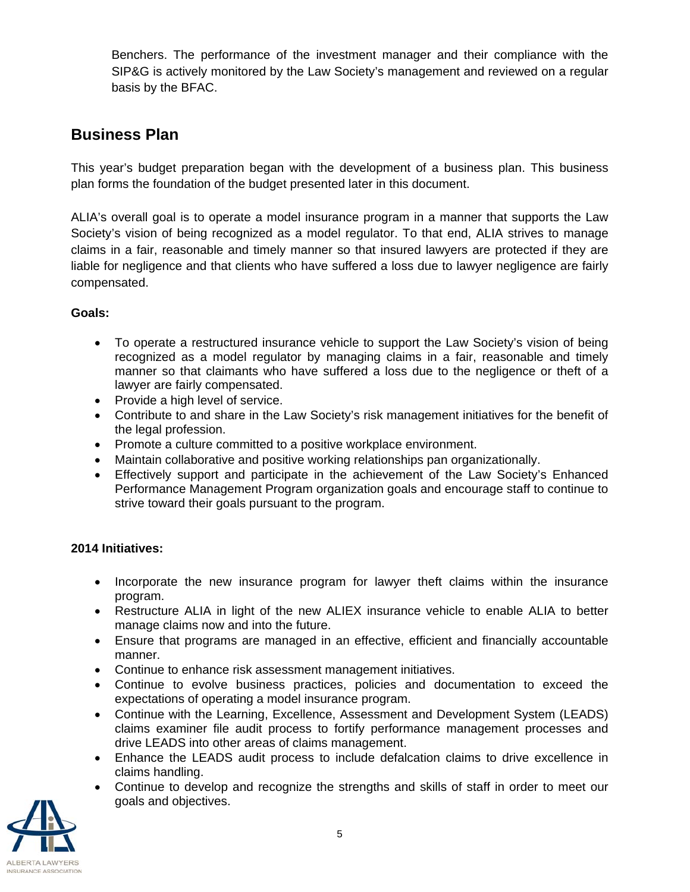Benchers. The performance of the investment manager and their compliance with the SIP&G is actively monitored by the Law Society's management and reviewed on a regular basis by the BFAC.

## Business Plan

This year's budget preparation began with the development of a business plan. This business plan forms the foundation of the budget presented later in this document.

ALIA's overall goal is to operate a model insurance program in a manner that supports the Law Society's vision of being recognized as a model regulator. To that end, ALIA strives to manage claims in a fair, reasonable and timely manner so that insured lawyers are protected if they are liable for negligence and that clients who have suffered a loss due to lawyer negligence are fairly compensated.

**Goals:**

- To operate a restructured insurance vehicle to support the Law Society's vision of being recognized as a model regulator by managing claims in a fair, reasonable and timely manner so that claimants who have suffered a loss due to the negligence or theft of a lawyer are fairly compensated.
- Provide a high level of service.
- Contribute to and share in the Law Society's risk management initiatives for the benefit of the legal profession.
- Promote a culture committed to a positive workplace environment.
- Maintain collaborative and positive working relationships pan organizationally.
- Effectively support and participate in the achievement of the Law Society's Enhanced Performance Management Program organization goals and encourage staff to continue to strive toward their goals pursuant to the program.

**2014 Initiatives:**

- Incorporate the new insurance program for lawyer theft claims within the insurance program.
- Restructure ALIA in light of the new ALIEX insurance vehicle to enable ALIA to better manage claims now and into the future.
- Ensure that programs are managed in an effective, efficient and financially accountable manner.
- Continue to enhance risk assessment management initiatives.
- Continue to evolve business practices, policies and documentation to exceed the expectations of operating a model insurance program.
- Continue with the Learning, Excellence, Assessment and Development System (LEADS) claims examiner file audit process to fortify performance management processes and drive LEADS into other areas of claims management.
- Enhance the LEADS audit process to include defalcation claims to drive excellence in claims handling.
- Continue to develop and recognize the strengths and skills of staff in order to meet our goals and objectives.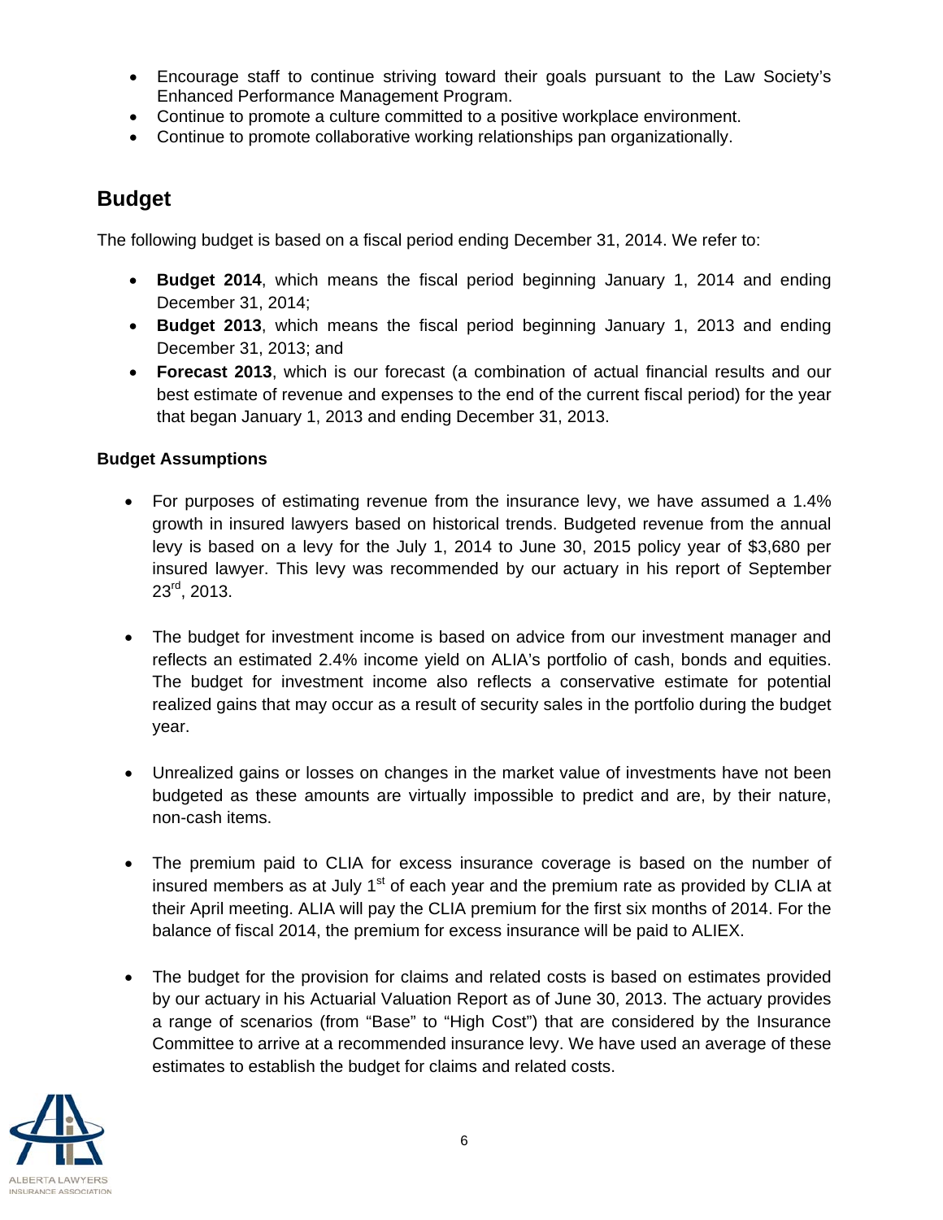- Encourage staff to continue striving toward their goals pursuant to the Law Society's Enhanced Performance Management Program.
- Continue to promote a culture committed to a positive workplace environment.
- Continue to promote collaborative working relationships pan organizationally.

## Budget

The following budget is based on a fiscal period ending December 31, 2014. We refer to:

- **Budget 2014**, which means the fiscal period beginning January 1, 2014 and ending December 31, 2014;
- **Budget 2013**, which means the fiscal period beginning January 1, 2013 and ending December 31, 2013; and
- **Forecast 2013**, which is our forecast (a combination of actual financial results and our best estimate of revenue and expenses to the end of the current fiscal period) for the year that began January 1, 2013 and ending December 31, 2013.

### Budget Assumptions

- For purposes of estimating revenue from the insurance levy, we have assumed a 1.4% growth in insured lawyers based on historical trends. Budgeted revenue from the annual levy is based on a levy for the July 1, 2014 to June 30, 2015 policy year of $3,680 per insured lawyer. This levy was recommended by our actuary in his report of September 23rd, 2013.

- The budget for investment income is based on advice from our investment manager and reflects an estimated 2.4% income yield on ALIA's portfolio of cash, bonds and equities. The budget for investment income also reflects a conservative estimate for potential realized gains that may occur as a result of security sales in the portfolio during the budget year.

- Unrealized gains or losses on changes in the market value of investments have not been budgeted as these amounts are virtually impossible to predict and are, by their nature, non-cash items.

- The premium paid to CLIA for excess insurance coverage is based on the number of insured members as at July 1st of each year and the premium rate as provided by CLIA at their April meeting. ALIA will pay the CLIA premium for the first six months of 2014. For the balance of fiscal 2014, the premium for excess insurance will be paid to ALIEX.

- The budget for the provision for claims and related costs is based on estimates provided by our actuary in his Actuarial Valuation Report as of June 30, 2013. The actuary provides a range of scenarios (from "Base" to "High Cost") that are considered by the Insurance Committee to arrive at a recommended insurance levy. We have used an average of these estimates to establish the budget for claims and related costs.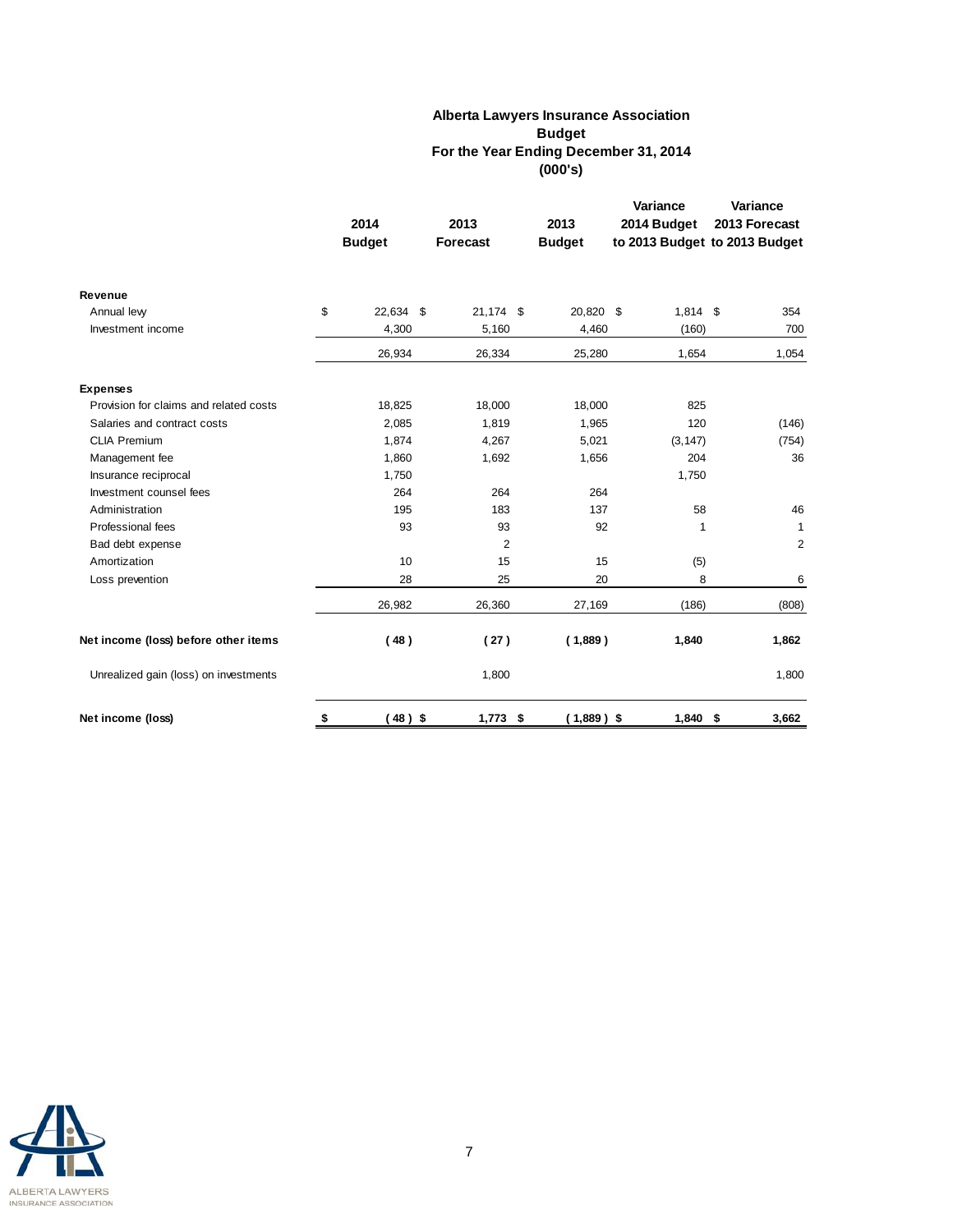# Alberta Lawyers Insurance Association

## Budget

### For the Year Ending December 31, 2014

### (000's)

| | 2014 Budget | 2013 Forecast | 2013 Budget | Variance 2014 Budget to 2013 Budget | Variance 2013 Forecast to 2013 Budget |
|---|---|---|---|---|---|
| **Revenue** | | | | | |
| Annual levy | $ 22,634 | $ 21,174 | $ 20,820 | $ 1,814 | $ 354 |
| Investment income | 4,300 | 5,160 | 4,460 | (160) | 700 |
| | 26,934 | 26,334 | 25,280 | 1,654 | 1,054 |
| **Expenses** | | | | | |
| Provision for claims and related costs | 18,825 | 18,000 | 18,000 | 825 | |
| Salaries and contract costs | 2,085 | 1,819 | 1,965 | 120 | (146) |
| CLIA Premium | 1,874 | 4,267 | 5,021 | (3,147) | (754) |
| Management fee | 1,860 | 1,692 | 1,656 | 204 | 36 |
| Insurance reciprocal | 1,750 | | | 1,750 | |
| Investment counsel fees | 264 | 264 | 264 | | |
| Administration | 195 | 183 | 137 | 58 | 46 |
| Professional fees | 93 | 93 | 92 | 1 | 1 |
| Bad debt expense | | 2 | | | 2 |
| Amortization | 10 | 15 | 15 | (5) | |
| Loss prevention | 28 | 25 | 20 | 8 | 6 |
| | 26,982 | 26,360 | 27,169 | (186) | (808) |
| **Net income (loss) before other items** | **( 48 )** | **( 27 )** | **( 1,889 )** | **1,840** | **1,862** |
| Unrealized gain (loss) on investments | | 1,800 | | | 1,800 |
| **Net income (loss)** | **$ ( 48 )** | **$ 1,773** | **$ ( 1,889 )** | **$ 1,840** | **$ 3,662** |

ALBERTA LAWYERS INSURANCE ASSOCIATION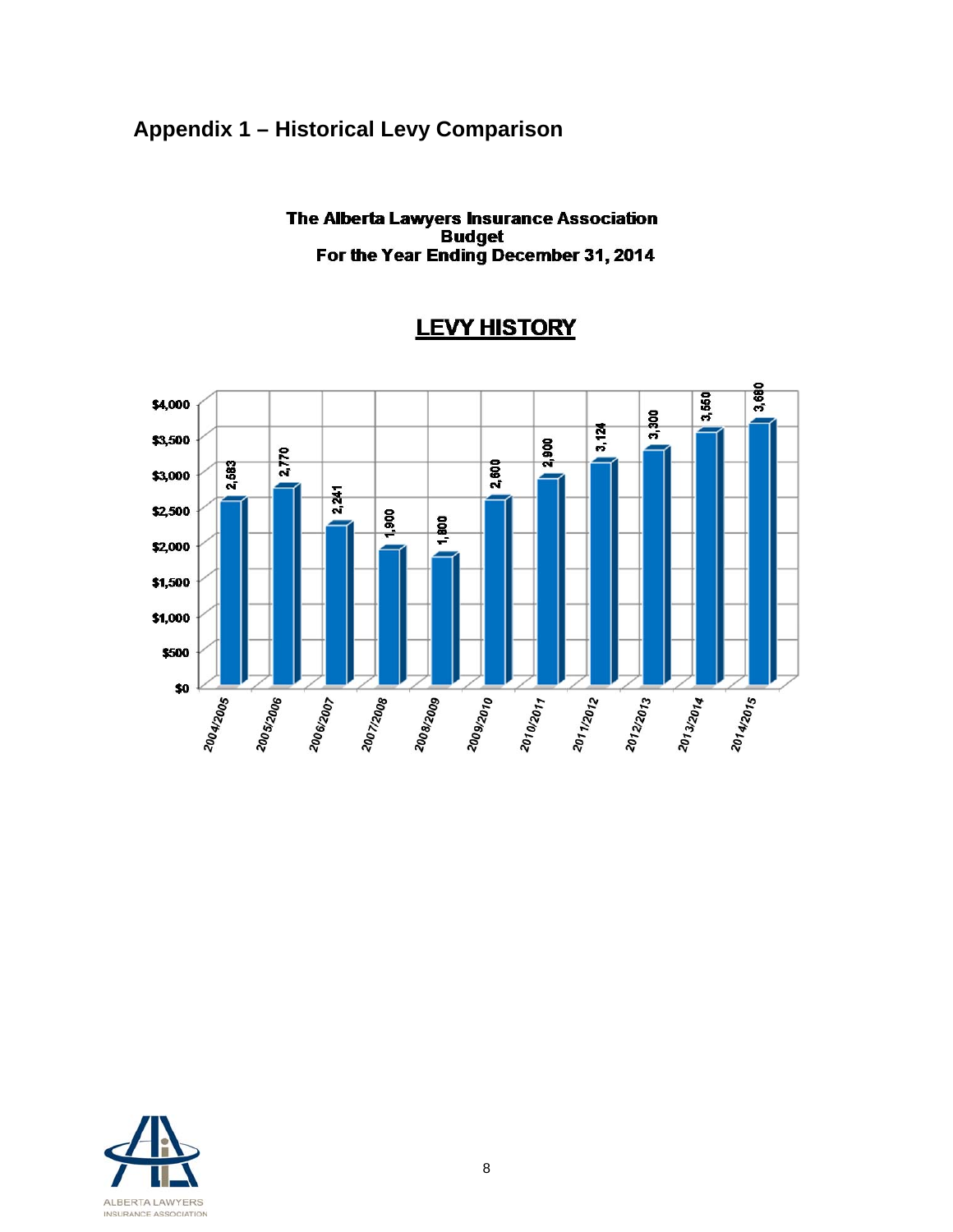## Appendix 1 – Historical Levy Comparison

**The Alberta Lawyers Insurance Association**
**Budget**
**For the Year Ending December 31, 2014**

**LEVY HISTORY**

| Year | Levy |
|---|---|
| 2004/2005 | 2,583 |
| 2005/2006 | 2,770 |
| 2006/2007 | 2,241 |
| 2007/2008 | 1,900 |
| 2008/2009 | 1,800 |
| 2009/2010 | 2,600 |
| 2010/2011 | 2,900 |
| 2011/2012 | 3,124 |
| 2012/2013 | 3,300 |
| 2013/2014 | 3,550 |
| 2014/2015 | 3,680 |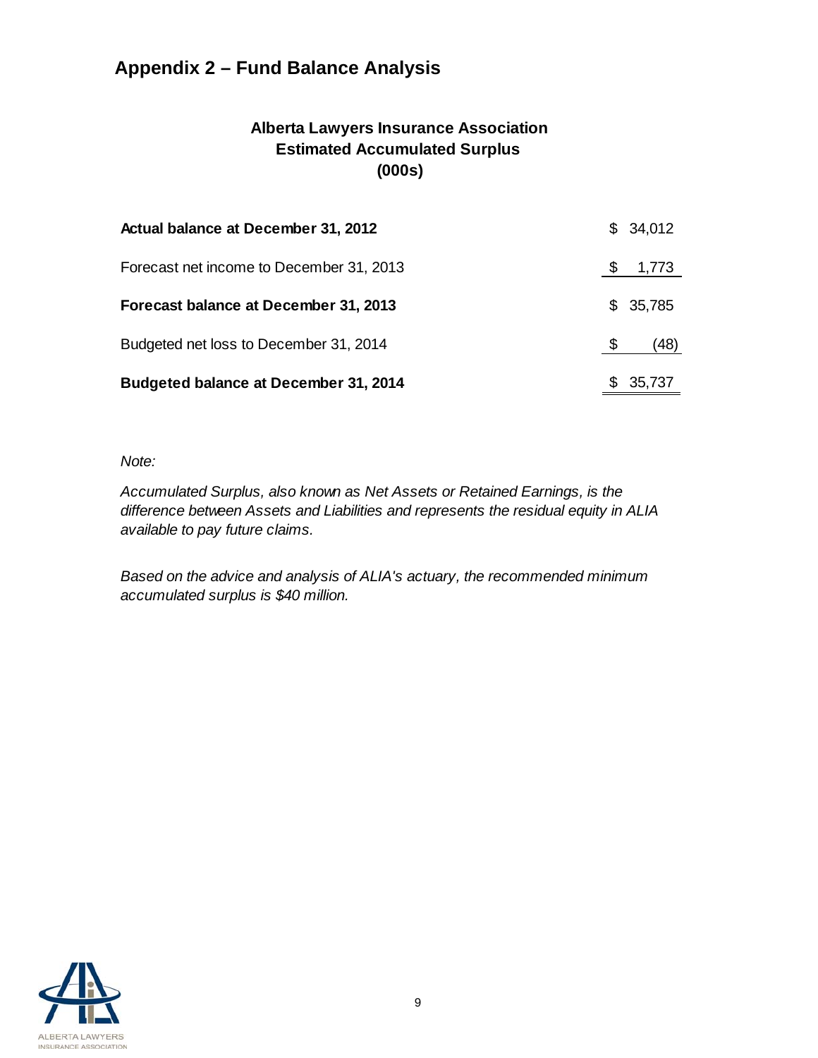# Appendix 2 – Fund Balance Analysis

## Alberta Lawyers Insurance Association
## Estimated Accumulated Surplus
## (000s)

| | |
|---|---|
| **Actual balance at December 31, 2012** | $ 34,012 |
| Forecast net income to December 31, 2013 | $ 1,773 |
| **Forecast balance at December 31, 2013** | $ 35,785 |
| Budgeted net loss to December 31, 2014 | $ (48) |
| **Budgeted balance at December 31, 2014** | $ 35,737 |

*Note:*

*Accumulated Surplus, also known as Net Assets or Retained Earnings, is the difference between Assets and Liabilities and represents the residual equity in ALIA available to pay future claims.*

*Based on the advice and analysis of ALIA's actuary, the recommended minimum accumulated surplus is $40 million.*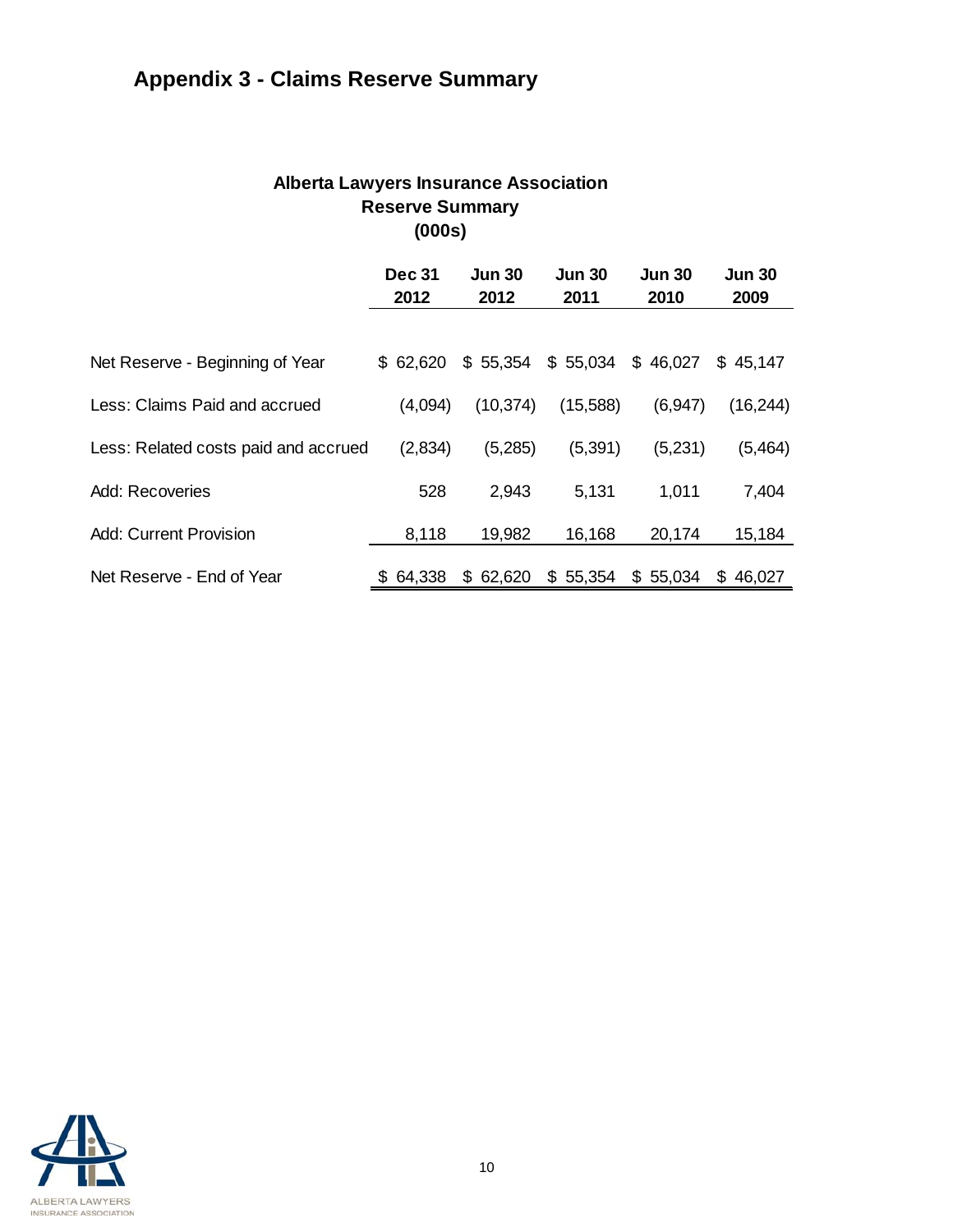# Appendix 3 - Claims Reserve Summary

**Alberta Lawyers Insurance Association**
**Reserve Summary**
**(000s)**

| | Dec 31 2012 | Jun 30 2012 | Jun 30 2011 | Jun 30 2010 | Jun 30 2009 |
|---|---|---|---|---|---|
| Net Reserve - Beginning of Year | $ 62,620 | $ 55,354 | $ 55,034 | $ 46,027 | $ 45,147 |
| Less: Claims Paid and accrued | (4,094) | (10,374) | (15,588) | (6,947) | (16,244) |
| Less: Related costs paid and accrued | (2,834) | (5,285) | (5,391) | (5,231) | (5,464) |
| Add: Recoveries | 528 | 2,943 | 5,131 | 1,011 | 7,404 |
| Add: Current Provision | 8,118 | 19,982 | 16,168 | 20,174 | 15,184 |
| Net Reserve - End of Year | $ 64,338 | $ 62,620 | $ 55,354 | $ 55,034 | $ 46,027 |